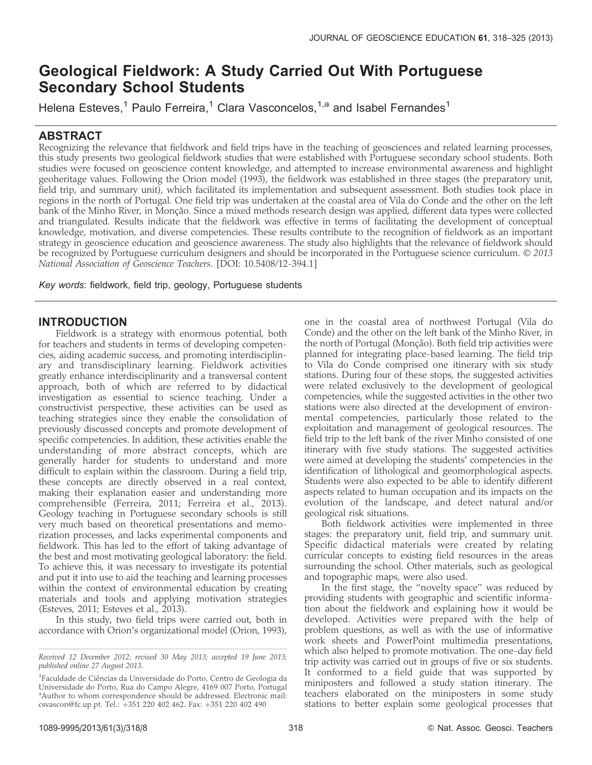# Geological Fieldwork: A Study Carried Out With Portuguese Secondary School Students

Helena Esteves,[1] Paulo Ferreira,[1] Clara Vasconcelos,[1,a] and Isabel Fernandes[1]

## ABSTRACT

Recognizing the relevance that fieldwork and field trips have in the teaching of geosciences and related learning processes, this study presents two geological fieldwork studies that were established with Portuguese secondary school students. Both studies were focused on geoscience content knowledge, and attempted to increase environmental awareness and highlight geoheritage values. Following the Orion model (1993), the fieldwork was established in three stages (the preparatory unit, field trip, and summary unit), which facilitated its implementation and subsequent assessment. Both studies took place in regions in the north of Portugal. One field trip was undertaken at the coastal area of Vila do Conde and the other on the left bank of the Minho River, in Monção. Since a mixed methods research design was applied, different data types were collected and triangulated. Results indicate that the fieldwork was effective in terms of facilitating the development of conceptual knowledge, motivation, and diverse competencies. These results contribute to the recognition of fieldwork as an important strategy in geoscience education and geoscience awareness. The study also highlights that the relevance of fieldwork should be recognized by Portuguese curriculum designers and should be incorporated in the Portuguese science curriculum. *© 2013 National Association of Geoscience Teachers.* [DOI: 10.5408/12-394.1]

*Key words*: fieldwork, field trip, geology, Portuguese students

## INTRODUCTION

Fieldwork is a strategy with enormous potential, both for teachers and students in terms of developing competencies, aiding academic success, and promoting interdisciplinary and transdisciplinary learning. Fieldwork activities greatly enhance interdisciplinarity and a transversal content approach, both of which are referred to by didactical investigation as essential to science teaching. Under a constructivist perspective, these activities can be used as teaching strategies since they enable the consolidation of previously discussed concepts and promote development of specific competencies. In addition, these activities enable the understanding of more abstract concepts, which are generally harder for students to understand and more difficult to explain within the classroom. During a field trip, these concepts are directly observed in a real context, making their explanation easier and understanding more comprehensible (Ferreira, 2011; Ferreira et al., 2013). Geology teaching in Portuguese secondary schools is still very much based on theoretical presentations and memorization processes, and lacks experimental components and fieldwork. This has led to the effort of taking advantage of the best and most motivating geological laboratory: the field. To achieve this, it was necessary to investigate its potential and put it into use to aid the teaching and learning processes within the context of environmental education by creating materials and tools and applying motivation strategies (Esteves, 2011; Esteves et al., 2013).

In this study, two field trips were carried out, both in accordance with Orion's organizational model (Orion, 1993), one in the coastal area of northwest Portugal (Vila do Conde) and the other on the left bank of the Minho River, in the north of Portugal (Monção). Both field trip activities were planned for integrating place-based learning. The field trip to Vila do Conde comprised one itinerary with six study stations. During four of these stops, the suggested activities were related exclusively to the development of geological competencies, while the suggested activities in the other two stations were also directed at the development of environmental competencies, particularly those related to the exploitation and management of geological resources. The field trip to the left bank of the river Minho consisted of one itinerary with five study stations. The suggested activities were aimed at developing the students' competencies in the identification of lithological and geomorphological aspects. Students were also expected to be able to identify different aspects related to human occupation and its impacts on the evolution of the landscape, and detect natural and/or geological risk situations.

Both fieldwork activities were implemented in three stages: the preparatory unit, field trip, and summary unit. Specific didactical materials were created by relating curricular concepts to existing field resources in the areas surrounding the school. Other materials, such as geological and topographic maps, were also used.

In the first stage, the "novelty space" was reduced by providing students with geographic and scientific information about the fieldwork and explaining how it would be developed. Activities were prepared with the help of problem questions, as well as with the use of informative work sheets and PowerPoint multimedia presentations, which also helped to promote motivation. The one-day field trip activity was carried out in groups of five or six students. It conformed to a field guide that was supported by miniposters and followed a study station itinerary. The teachers elaborated on the miniposters in some study stations to better explain some geological processes that

*Received 12 December 2012; revised 30 May 2013; accepted 19 June 2013; published online 27 August 2013.*

[1]Faculdade de Ciências da Universidade do Porto, Centro de Geologia da Universidade do Porto, Rua do Campo Alegre, 4169 007 Porto, Portugal
[a]Author to whom correspondence should be addressed. Electronic mail: csvascon@fc.up.pt. Tel.: +351 220 402 462. Fax: +351 220 402 490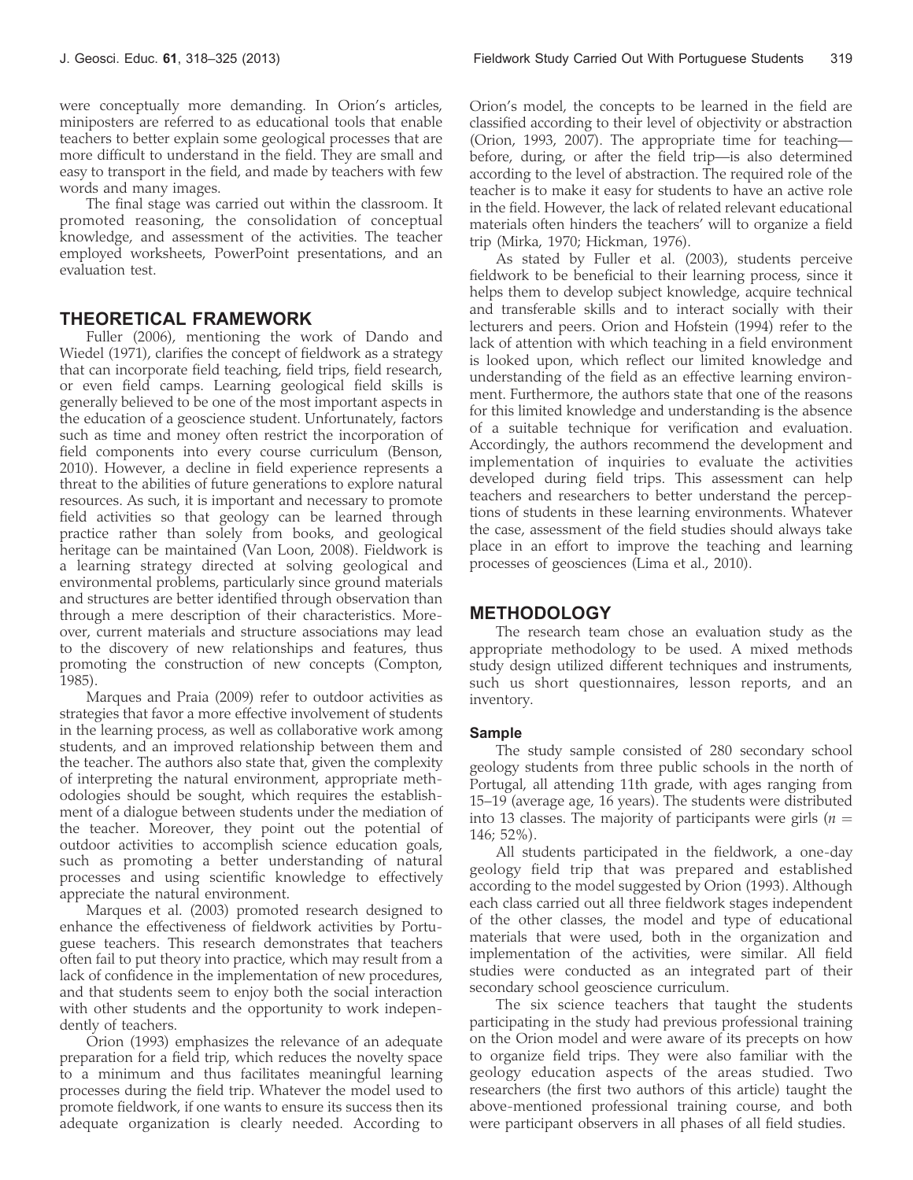were conceptually more demanding. In Orion's articles, miniposters are referred to as educational tools that enable teachers to better explain some geological processes that are more difficult to understand in the field. They are small and easy to transport in the field, and made by teachers with few words and many images.

The final stage was carried out within the classroom. It promoted reasoning, the consolidation of conceptual knowledge, and assessment of the activities. The teacher employed worksheets, PowerPoint presentations, and an evaluation test.

## THEORETICAL FRAMEWORK

Fuller (2006), mentioning the work of Dando and Wiedel (1971), clarifies the concept of fieldwork as a strategy that can incorporate field teaching, field trips, field research, or even field camps. Learning geological field skills is generally believed to be one of the most important aspects in the education of a geoscience student. Unfortunately, factors such as time and money often restrict the incorporation of field components into every course curriculum (Benson, 2010). However, a decline in field experience represents a threat to the abilities of future generations to explore natural resources. As such, it is important and necessary to promote field activities so that geology can be learned through practice rather than solely from books, and geological heritage can be maintained (Van Loon, 2008). Fieldwork is a learning strategy directed at solving geological and environmental problems, particularly since ground materials and structures are better identified through observation than through a mere description of their characteristics. Moreover, current materials and structure associations may lead to the discovery of new relationships and features, thus promoting the construction of new concepts (Compton, 1985).

Marques and Praia (2009) refer to outdoor activities as strategies that favor a more effective involvement of students in the learning process, as well as collaborative work among students, and an improved relationship between them and the teacher. The authors also state that, given the complexity of interpreting the natural environment, appropriate methodologies should be sought, which requires the establishment of a dialogue between students under the mediation of the teacher. Moreover, they point out the potential of outdoor activities to accomplish science education goals, such as promoting a better understanding of natural processes and using scientific knowledge to effectively appreciate the natural environment.

Marques et al. (2003) promoted research designed to enhance the effectiveness of fieldwork activities by Portuguese teachers. This research demonstrates that teachers often fail to put theory into practice, which may result from a lack of confidence in the implementation of new procedures, and that students seem to enjoy both the social interaction with other students and the opportunity to work independently of teachers.

Orion (1993) emphasizes the relevance of an adequate preparation for a field trip, which reduces the novelty space to a minimum and thus facilitates meaningful learning processes during the field trip. Whatever the model used to promote fieldwork, if one wants to ensure its success then its adequate organization is clearly needed. According to Orion's model, the concepts to be learned in the field are classified according to their level of objectivity or abstraction (Orion, 1993, 2007). The appropriate time for teaching—before, during, or after the field trip—is also determined according to the level of abstraction. The required role of the teacher is to make it easy for students to have an active role in the field. However, the lack of related relevant educational materials often hinders the teachers' will to organize a field trip (Mirka, 1970; Hickman, 1976).

As stated by Fuller et al. (2003), students perceive fieldwork to be beneficial to their learning process, since it helps them to develop subject knowledge, acquire technical and transferable skills and to interact socially with their lecturers and peers. Orion and Hofstein (1994) refer to the lack of attention with which teaching in a field environment is looked upon, which reflect our limited knowledge and understanding of the field as an effective learning environment. Furthermore, the authors state that one of the reasons for this limited knowledge and understanding is the absence of a suitable technique for verification and evaluation. Accordingly, the authors recommend the development and implementation of inquiries to evaluate the activities developed during field trips. This assessment can help teachers and researchers to better understand the perceptions of students in these learning environments. Whatever the case, assessment of the field studies should always take place in an effort to improve the teaching and learning processes of geosciences (Lima et al., 2010).

## METHODOLOGY

The research team chose an evaluation study as the appropriate methodology to be used. A mixed methods study design utilized different techniques and instruments, such us short questionnaires, lesson reports, and an inventory.

### Sample

The study sample consisted of 280 secondary school geology students from three public schools in the north of Portugal, all attending 11th grade, with ages ranging from 15–19 (average age, 16 years). The students were distributed into 13 classes. The majority of participants were girls ($n$ = 146; 52%).

All students participated in the fieldwork, a one-day geology field trip that was prepared and established according to the model suggested by Orion (1993). Although each class carried out all three fieldwork stages independent of the other classes, the model and type of educational materials that were used, both in the organization and implementation of the activities, were similar. All field studies were conducted as an integrated part of their secondary school geoscience curriculum.

The six science teachers that taught the students participating in the study had previous professional training on the Orion model and were aware of its precepts on how to organize field trips. They were also familiar with the geology education aspects of the areas studied. Two researchers (the first two authors of this article) taught the above-mentioned professional training course, and both were participant observers in all phases of all field studies.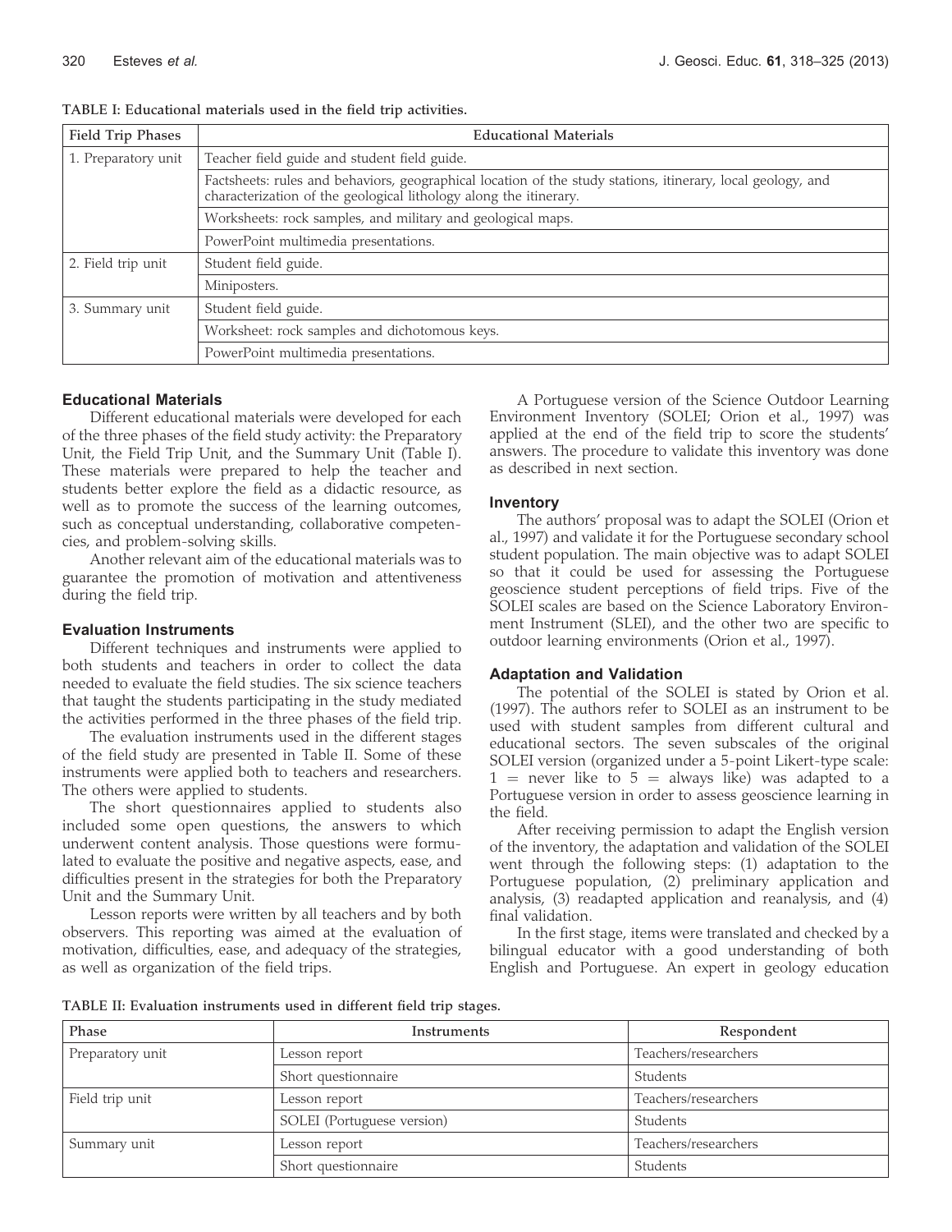TABLE I: Educational materials used in the field trip activities.

| Field Trip Phases | Educational Materials |
|---|---|
| 1. Preparatory unit | Teacher field guide and student field guide. |
| | Factsheets: rules and behaviors, geographical location of the study stations, itinerary, local geology, and characterization of the geological lithology along the itinerary. |
| | Worksheets: rock samples, and military and geological maps. |
| | PowerPoint multimedia presentations. |
| 2. Field trip unit | Student field guide. |
| | Miniposters. |
| 3. Summary unit | Student field guide. |
| | Worksheet: rock samples and dichotomous keys. |
| | PowerPoint multimedia presentations. |

### Educational Materials

Different educational materials were developed for each of the three phases of the field study activity: the Preparatory Unit, the Field Trip Unit, and the Summary Unit (Table I). These materials were prepared to help the teacher and students better explore the field as a didactic resource, as well as to promote the success of the learning outcomes, such as conceptual understanding, collaborative competencies, and problem-solving skills.

Another relevant aim of the educational materials was to guarantee the promotion of motivation and attentiveness during the field trip.

### Evaluation Instruments

Different techniques and instruments were applied to both students and teachers in order to collect the data needed to evaluate the field studies. The six science teachers that taught the students participating in the study mediated the activities performed in the three phases of the field trip.

The evaluation instruments used in the different stages of the field study are presented in Table II. Some of these instruments were applied both to teachers and researchers. The others were applied to students.

The short questionnaires applied to students also included some open questions, the answers to which underwent content analysis. Those questions were formulated to evaluate the positive and negative aspects, ease, and difficulties present in the strategies for both the Preparatory Unit and the Summary Unit.

Lesson reports were written by all teachers and by both observers. This reporting was aimed at the evaluation of motivation, difficulties, ease, and adequacy of the strategies, as well as organization of the field trips.

A Portuguese version of the Science Outdoor Learning Environment Inventory (SOLEI; Orion et al., 1997) was applied at the end of the field trip to score the students' answers. The procedure to validate this inventory was done as described in next section.

### Inventory

The authors' proposal was to adapt the SOLEI (Orion et al., 1997) and validate it for the Portuguese secondary school student population. The main objective was to adapt SOLEI so that it could be used for assessing the Portuguese geoscience student perceptions of field trips. Five of the SOLEI scales are based on the Science Laboratory Environment Instrument (SLEI), and the other two are specific to outdoor learning environments (Orion et al., 1997).

### Adaptation and Validation

The potential of the SOLEI is stated by Orion et al. (1997). The authors refer to SOLEI as an instrument to be used with student samples from different cultural and educational sectors. The seven subscales of the original SOLEI version (organized under a 5-point Likert-type scale: 1 = never like to 5 = always like) was adapted to a Portuguese version in order to assess geoscience learning in the field.

After receiving permission to adapt the English version of the inventory, the adaptation and validation of the SOLEI went through the following steps: (1) adaptation to the Portuguese population, (2) preliminary application and analysis, (3) readapted application and reanalysis, and (4) final validation.

In the first stage, items were translated and checked by a bilingual educator with a good understanding of both English and Portuguese. An expert in geology education

TABLE II: Evaluation instruments used in different field trip stages.

| Phase | Instruments | Respondent |
|---|---|---|
| Preparatory unit | Lesson report | Teachers/researchers |
| | Short questionnaire | Students |
| Field trip unit | Lesson report | Teachers/researchers |
| | SOLEI (Portuguese version) | Students |
| Summary unit | Lesson report | Teachers/researchers |
| | Short questionnaire | Students |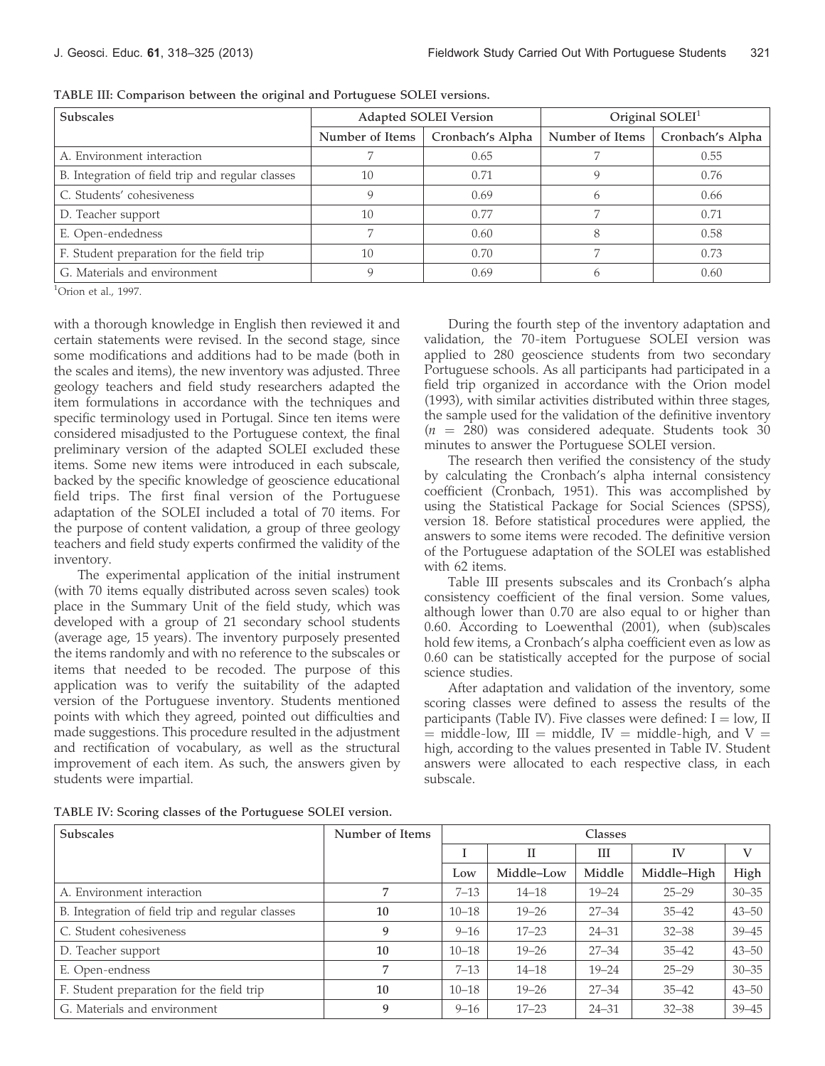**TABLE III: Comparison between the original and Portuguese SOLEI versions.**

| Subscales | Adapted SOLEI Version | | Original SOLEI[1] | |
|---|---|---|---|---|
| | Number of Items | Cronbach's Alpha | Number of Items | Cronbach's Alpha |
| A. Environment interaction | 7 | 0.65 | 7 | 0.55 |
| B. Integration of field trip and regular classes | 10 | 0.71 | 9 | 0.76 |
| C. Students' cohesiveness | 9 | 0.69 | 6 | 0.66 |
| D. Teacher support | 10 | 0.77 | 7 | 0.71 |
| E. Open-endedness | 7 | 0.60 | 8 | 0.58 |
| F. Student preparation for the field trip | 10 | 0.70 | 7 | 0.73 |
| G. Materials and environment | 9 | 0.69 | 6 | 0.60 |

[1]Orion et al., 1997.

with a thorough knowledge in English then reviewed it and certain statements were revised. In the second stage, since some modifications and additions had to be made (both in the scales and items), the new inventory was adjusted. Three geology teachers and field study researchers adapted the item formulations in accordance with the techniques and specific terminology used in Portugal. Since ten items were considered misadjusted to the Portuguese context, the final preliminary version of the adapted SOLEI excluded these items. Some new items were introduced in each subscale, backed by the specific knowledge of geoscience educational field trips. The first final version of the Portuguese adaptation of the SOLEI included a total of 70 items. For the purpose of content validation, a group of three geology teachers and field study experts confirmed the validity of the inventory.

The experimental application of the initial instrument (with 70 items equally distributed across seven scales) took place in the Summary Unit of the field study, which was developed with a group of 21 secondary school students (average age, 15 years). The inventory purposely presented the items randomly and with no reference to the subscales or items that needed to be recoded. The purpose of this application was to verify the suitability of the adapted version of the Portuguese inventory. Students mentioned points with which they agreed, pointed out difficulties and made suggestions. This procedure resulted in the adjustment and rectification of vocabulary, as well as the structural improvement of each item. As such, the answers given by students were impartial.

During the fourth step of the inventory adaptation and validation, the 70-item Portuguese SOLEI version was applied to 280 geoscience students from two secondary Portuguese schools. As all participants had participated in a field trip organized in accordance with the Orion model (1993), with similar activities distributed within three stages, the sample used for the validation of the definitive inventory ($n = 280$) was considered adequate. Students took 30 minutes to answer the Portuguese SOLEI version.

The research then verified the consistency of the study by calculating the Cronbach's alpha internal consistency coefficient (Cronbach, 1951). This was accomplished by using the Statistical Package for Social Sciences (SPSS), version 18. Before statistical procedures were applied, the answers to some items were recoded. The definitive version of the Portuguese adaptation of the SOLEI was established with 62 items.

Table III presents subscales and its Cronbach's alpha consistency coefficient of the final version. Some values, although lower than 0.70 are also equal to or higher than 0.60. According to Loewenthal (2001), when (sub)scales hold few items, a Cronbach's alpha coefficient even as low as 0.60 can be statistically accepted for the purpose of social science studies.

After adaptation and validation of the inventory, some scoring classes were defined to assess the results of the participants (Table IV). Five classes were defined: I = low, II = middle-low, III = middle, IV = middle-high, and V = high, according to the values presented in Table IV. Student answers were allocated to each respective class, in each subscale.

**TABLE IV: Scoring classes of the Portuguese SOLEI version.**

| Subscales | Number of Items | Classes | | | | |
|---|---|---|---|---|---|---|
| | | I | II | III | IV | V |
| | | Low | Middle–Low | Middle | Middle–High | High |
| A. Environment interaction | 7 | 7–13 | 14–18 | 19–24 | 25–29 | 30–35 |
| B. Integration of field trip and regular classes | 10 | 10–18 | 19–26 | 27–34 | 35–42 | 43–50 |
| C. Student cohesiveness | 9 | 9–16 | 17–23 | 24–31 | 32–38 | 39–45 |
| D. Teacher support | 10 | 10–18 | 19–26 | 27–34 | 35–42 | 43–50 |
| E. Open-endness | 7 | 7–13 | 14–18 | 19–24 | 25–29 | 30–35 |
| F. Student preparation for the field trip | 10 | 10–18 | 19–26 | 27–34 | 35–42 | 43–50 |
| G. Materials and environment | 9 | 9–16 | 17–23 | 24–31 | 32–38 | 39–45 |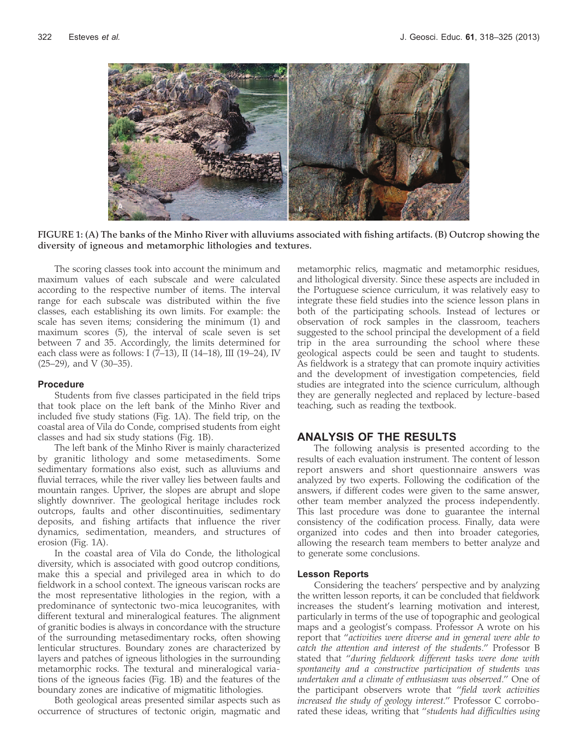FIGURE 1: (A) The banks of the Minho River with alluviums associated with fishing artifacts. (B) Outcrop showing the diversity of igneous and metamorphic lithologies and textures.

The scoring classes took into account the minimum and maximum values of each subscale and were calculated according to the respective number of items. The interval range for each subscale was distributed within the five classes, each establishing its own limits. For example: the scale has seven items; considering the minimum (1) and maximum scores (5), the interval of scale seven is set between 7 and 35. Accordingly, the limits determined for each class were as follows: I (7–13), II (14–18), III (19–24), IV (25–29), and V (30–35).

### Procedure

Students from five classes participated in the field trips that took place on the left bank of the Minho River and included five study stations (Fig. 1A). The field trip, on the coastal area of Vila do Conde, comprised students from eight classes and had six study stations (Fig. 1B).

The left bank of the Minho River is mainly characterized by granitic lithology and some metasediments. Some sedimentary formations also exist, such as alluviums and fluvial terraces, while the river valley lies between faults and mountain ranges. Upriver, the slopes are abrupt and slope slightly downriver. The geological heritage includes rock outcrops, faults and other discontinuities, sedimentary deposits, and fishing artifacts that influence the river dynamics, sedimentation, meanders, and structures of erosion (Fig. 1A).

In the coastal area of Vila do Conde, the lithological diversity, which is associated with good outcrop conditions, make this a special and privileged area in which to do fieldwork in a school context. The igneous variscan rocks are the most representative lithologies in the region, with a predominance of syntectonic two-mica leucogranites, with different textural and mineralogical features. The alignment of granitic bodies is always in concordance with the structure of the surrounding metasedimentary rocks, often showing lenticular structures. Boundary zones are characterized by layers and patches of igneous lithologies in the surrounding metamorphic rocks. The textural and mineralogical variations of the igneous facies (Fig. 1B) and the features of the boundary zones are indicative of migmatitic lithologies.

Both geological areas presented similar aspects such as occurrence of structures of tectonic origin, magmatic and metamorphic relics, magmatic and metamorphic residues, and lithological diversity. Since these aspects are included in the Portuguese science curriculum, it was relatively easy to integrate these field studies into the science lesson plans in both of the participating schools. Instead of lectures or observation of rock samples in the classroom, teachers suggested to the school principal the development of a field trip in the area surrounding the school where these geological aspects could be seen and taught to students. As fieldwork is a strategy that can promote inquiry activities and the development of investigation competencies, field studies are integrated into the science curriculum, although they are generally neglected and replaced by lecture-based teaching, such as reading the textbook.

## ANALYSIS OF THE RESULTS

The following analysis is presented according to the results of each evaluation instrument. The content of lesson report answers and short questionnaire answers was analyzed by two experts. Following the codification of the answers, if different codes were given to the same answer, other team member analyzed the process independently. This last procedure was done to guarantee the internal consistency of the codification process. Finally, data were organized into codes and then into broader categories, allowing the research team members to better analyze and to generate some conclusions.

### Lesson Reports

Considering the teachers' perspective and by analyzing the written lesson reports, it can be concluded that fieldwork increases the student's learning motivation and interest, particularly in terms of the use of topographic and geological maps and a geologist's compass. Professor A wrote on his report that "*activities were diverse and in general were able to catch the attention and interest of the students*." Professor B stated that "*during fieldwork different tasks were done with spontaneity and a constructive participation of students was undertaken and a climate of enthusiasm was observed*." One of the participant observers wrote that "*field work activities increased the study of geology interest*." Professor C corroborated these ideas, writing that "*students had difficulties using*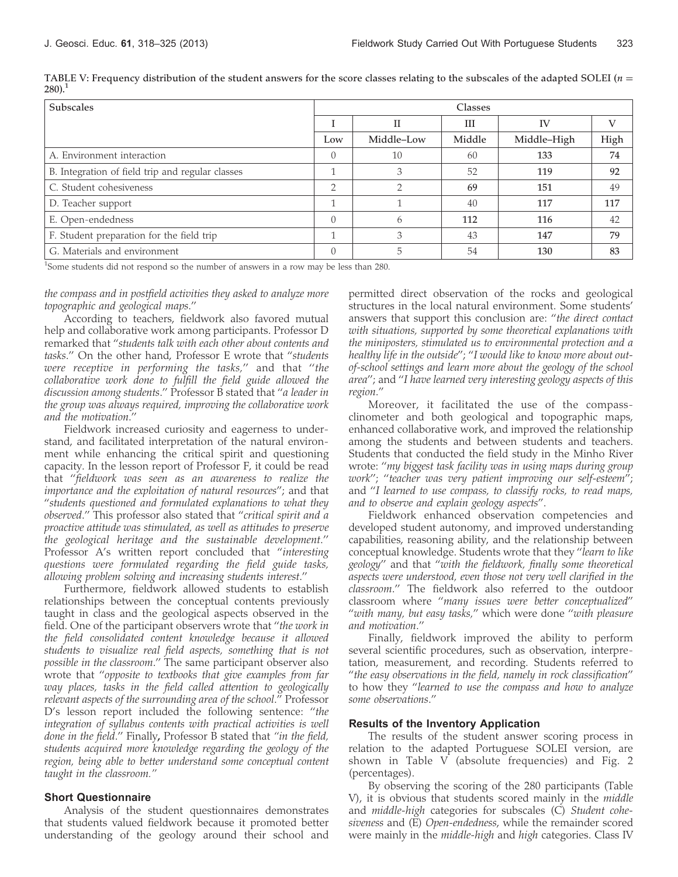TABLE V: Frequency distribution of the student answers for the score classes relating to the subscales of the adapted SOLEI ($n = 280$).[1]

| Subscales | Classes | | | | |
|---|---|---|---|---|---|
| | I | II | III | IV | V |
| | Low | Middle–Low | Middle | Middle–High | High |
| A. Environment interaction | 0 | 10 | 60 | **133** | **74** |
| B. Integration of field trip and regular classes | 1 | 3 | 52 | **119** | **92** |
| C. Student cohesiveness | 2 | 2 | **69** | **151** | 49 |
| D. Teacher support | 1 | 1 | 40 | **117** | **117** |
| E. Open-endedness | 0 | 6 | **112** | **116** | 42 |
| F. Student preparation for the field trip | 1 | 3 | 43 | **147** | **79** |
| G. Materials and environment | 0 | 5 | 54 | **130** | **83** |

[1]Some students did not respond so the number of answers in a row may be less than 280.

*the compass and in postfield activities they asked to analyze more topographic and geological maps*.''

According to teachers, fieldwork also favored mutual help and collaborative work among participants. Professor D remarked that ''*students talk with each other about contents and tasks*.'' On the other hand, Professor E wrote that ''*students were receptive in performing the tasks,*'' and that ''*the collaborative work done to fulfill the field guide allowed the discussion among students*.'' Professor B stated that ''*a leader in the group was always required, improving the collaborative work and the motivation*.''

Fieldwork increased curiosity and eagerness to understand, and facilitated interpretation of the natural environment while enhancing the critical spirit and questioning capacity. In the lesson report of Professor F, it could be read that ''*fieldwork was seen as an awareness to realize the importance and the exploitation of natural resources*''; and that ''*students questioned and formulated explanations to what they observed*.'' This professor also stated that ''*critical spirit and a proactive attitude was stimulated, as well as attitudes to preserve the geological heritage and the sustainable development*.'' Professor A's written report concluded that ''*interesting questions were formulated regarding the field guide tasks, allowing problem solving and increasing students interest*.''

Furthermore, fieldwork allowed students to establish relationships between the conceptual contents previously taught in class and the geological aspects observed in the field. One of the participant observers wrote that ''*the work in the field consolidated content knowledge because it allowed students to visualize real field aspects, something that is not possible in the classroom*.'' The same participant observer also wrote that ''*opposite to textbooks that give examples from far way places, tasks in the field called attention to geologically relevant aspects of the surrounding area of the school*.'' Professor D's lesson report included the following sentence: ''*the integration of syllabus contents with practical activities is well done in the field*.'' Finally**,** Professor B stated that ''*in the field, students acquired more knowledge regarding the geology of the region, being able to better understand some conceptual content taught in the classroom*.''

### Short Questionnaire

Analysis of the student questionnaires demonstrates that students valued fieldwork because it promoted better understanding of the geology around their school and permitted direct observation of the rocks and geological structures in the local natural environment. Some students' answers that support this conclusion are: ''*the direct contact with situations, supported by some theoretical explanations with the miniposters, stimulated us to environmental protection and a healthy life in the outside*''; ''*I would like to know more about out-of-school settings and learn more about the geology of the school area*''; and ''*I have learned very interesting geology aspects of this region*.''

Moreover, it facilitated the use of the compass-clinometer and both geological and topographic maps, enhanced collaborative work, and improved the relationship among the students and between students and teachers. Students that conducted the field study in the Minho River wrote: ''*my biggest task facility was in using maps during group work*''; ''*teacher was very patient improving our self-esteem*''; and ''*I learned to use compass, to classify rocks, to read maps, and to observe and explain geology aspects*''.

Fieldwork enhanced observation competencies and developed student autonomy, and improved understanding capabilities, reasoning ability, and the relationship between conceptual knowledge. Students wrote that they ''*learn to like geology*'' and that ''*with the fieldwork, finally some theoretical aspects were understood, even those not very well clarified in the classroom*.'' The fieldwork also referred to the outdoor classroom where ''*many issues were better conceptualized*'' ''*with many, but easy tasks,*'' which were done ''*with pleasure and motivation*.''

Finally, fieldwork improved the ability to perform several scientific procedures, such as observation, interpretation, measurement, and recording. Students referred to ''*the easy observations in the field, namely in rock classification*'' to how they ''*learned to use the compass and how to analyze some observations*.''

### Results of the Inventory Application

The results of the student answer scoring process in relation to the adapted Portuguese SOLEI version, are shown in Table V (absolute frequencies) and Fig. 2 (percentages).

By observing the scoring of the 280 participants (Table V), it is obvious that students scored mainly in the *middle* and *middle-high* categories for subscales (C) *Student cohesiveness* and (E) *Open-endedness*, while the remainder scored were mainly in the *middle-high* and *high* categories. Class IV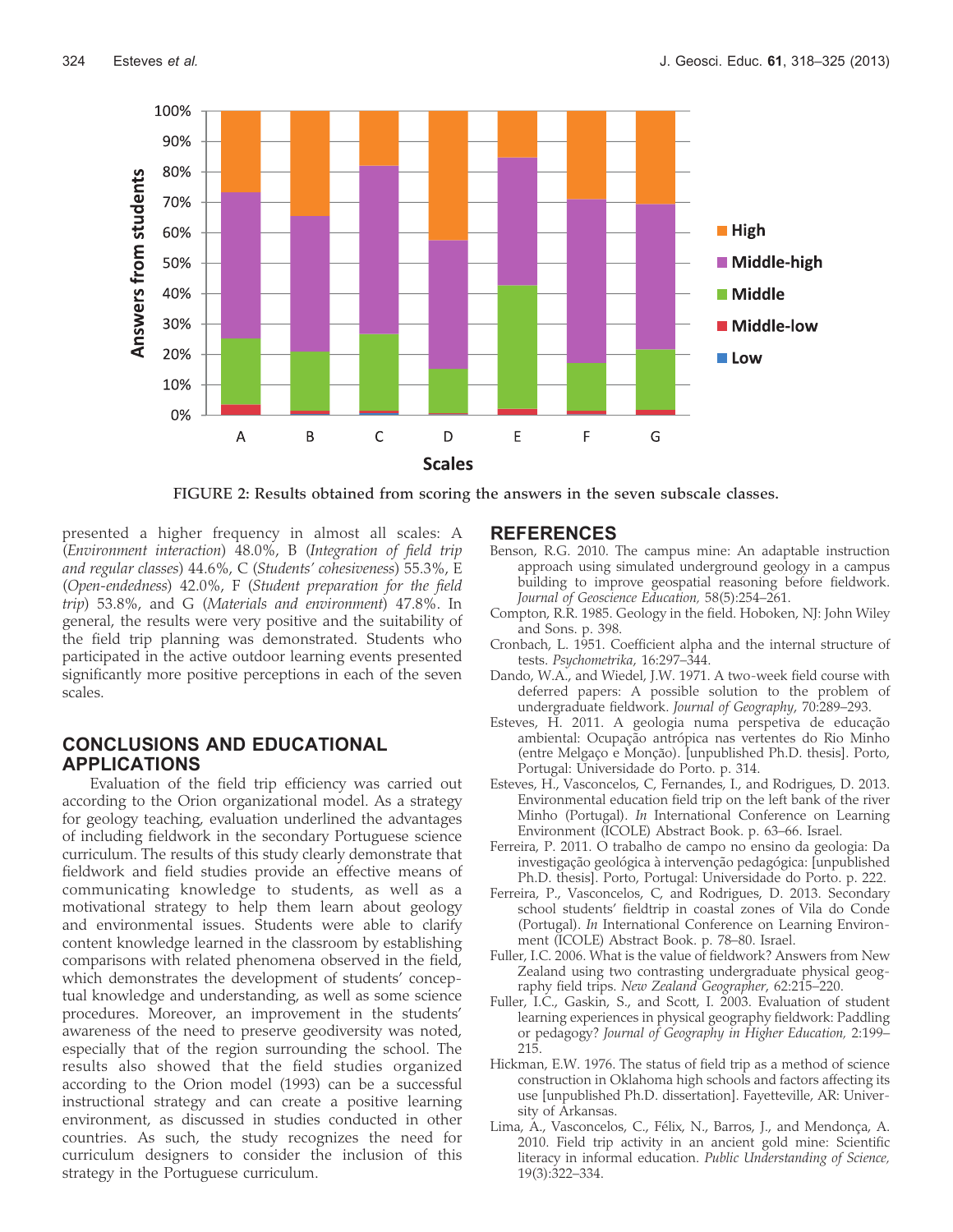FIGURE 2: Results obtained from scoring the answers in the seven subscale classes.

presented a higher frequency in almost all scales: A (*Environment interaction*) 48.0%, B (*Integration of field trip and regular classes*) 44.6%, C (*Students' cohesiveness*) 55.3%, E (*Open-endedness*) 42.0%, F (*Student preparation for the field trip*) 53.8%, and G (*Materials and environment*) 47.8%. In general, the results were very positive and the suitability of the field trip planning was demonstrated. Students who participated in the active outdoor learning events presented significantly more positive perceptions in each of the seven scales.

## CONCLUSIONS AND EDUCATIONAL APPLICATIONS

Evaluation of the field trip efficiency was carried out according to the Orion organizational model. As a strategy for geology teaching, evaluation underlined the advantages of including fieldwork in the secondary Portuguese science curriculum. The results of this study clearly demonstrate that fieldwork and field studies provide an effective means of communicating knowledge to students, as well as a motivational strategy to help them learn about geology and environmental issues. Students were able to clarify content knowledge learned in the classroom by establishing comparisons with related phenomena observed in the field, which demonstrates the development of students' conceptual knowledge and understanding, as well as some science procedures. Moreover, an improvement in the students' awareness of the need to preserve geodiversity was noted, especially that of the region surrounding the school. The results also showed that the field studies organized according to the Orion model (1993) can be a successful instructional strategy and can create a positive learning environment, as discussed in studies conducted in other countries. As such, the study recognizes the need for curriculum designers to consider the inclusion of this strategy in the Portuguese curriculum.

## REFERENCES

Benson, R.G. 2010. The campus mine: An adaptable instruction approach using simulated underground geology in a campus building to improve geospatial reasoning before fieldwork. *Journal of Geoscience Education,* 58(5):254–261.

Compton, R.R. 1985. Geology in the field. Hoboken, NJ: John Wiley and Sons. p. 398.

Cronbach, L. 1951. Coefficient alpha and the internal structure of tests. *Psychometrika*, 16:297–344.

Dando, W.A., and Wiedel, J.W. 1971. A two-week field course with deferred papers: A possible solution to the problem of undergraduate fieldwork. *Journal of Geography*, 70:289–293.

Esteves, H. 2011. A geologia numa perspetiva de educação ambiental: Ocupação antrópica nas vertentes do Rio Minho (entre Melgaço e Monção). [unpublished Ph.D. thesis]. Porto, Portugal: Universidade do Porto. p. 314.

Esteves, H., Vasconcelos, C, Fernandes, I., and Rodrigues, D. 2013. Environmental education field trip on the left bank of the river Minho (Portugal). *In* International Conference on Learning Environment (ICOLE) Abstract Book. p. 63–66. Israel.

Ferreira, P. 2011. O trabalho de campo no ensino da geologia: Da investigação geológica à intervenção pedagógica: [unpublished Ph.D. thesis]. Porto, Portugal: Universidade do Porto. p. 222.

Ferreira, P., Vasconcelos, C, and Rodrigues, D. 2013. Secondary school students' fieldtrip in coastal zones of Vila do Conde (Portugal). *In* International Conference on Learning Environment (ICOLE) Abstract Book. p. 78–80. Israel.

Fuller, I.C. 2006. What is the value of fieldwork? Answers from New Zealand using two contrasting undergraduate physical geography field trips. *New Zealand Geographer*, 62:215–220.

Fuller, I.C., Gaskin, S., and Scott, I. 2003. Evaluation of student learning experiences in physical geography fieldwork: Paddling or pedagogy? *Journal of Geography in Higher Education,* 2:199–215.

Hickman, E.W. 1976. The status of field trip as a method of science construction in Oklahoma high schools and factors affecting its use [unpublished Ph.D. dissertation]. Fayetteville, AR: University of Arkansas.

Lima, A., Vasconcelos, C., Félix, N., Barros, J., and Mendonça, A. 2010. Field trip activity in an ancient gold mine: Scientific literacy in informal education. *Public Understanding of Science,* 19(3):322–334.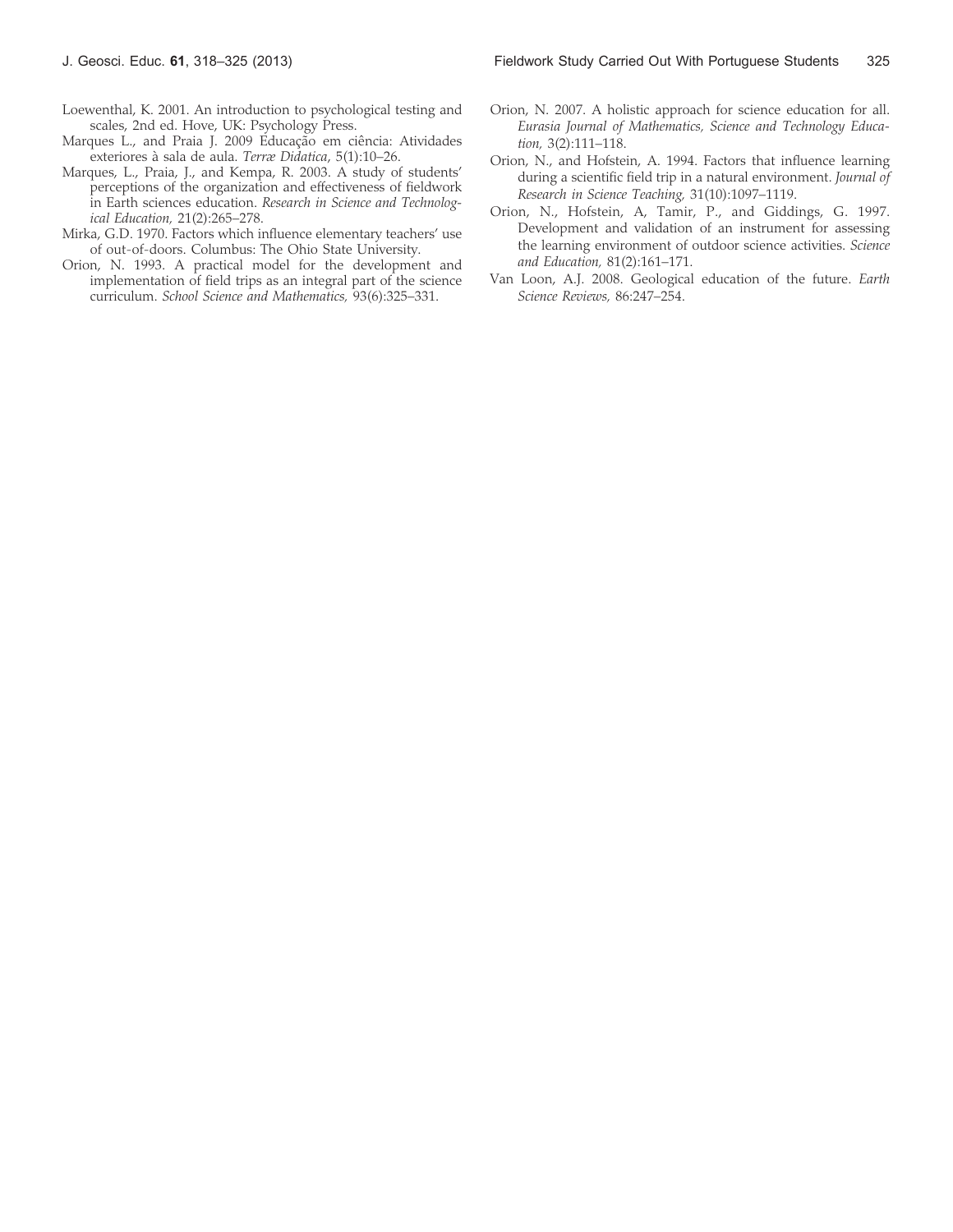Loewenthal, K. 2001. An introduction to psychological testing and scales, 2nd ed. Hove, UK: Psychology Press.

Marques L., and Praia J. 2009 Educação em ciência: Atividades exteriores à sala de aula. *Terræ Didatica*, 5(1):10–26.

Marques, L., Praia, J., and Kempa, R. 2003. A study of students' perceptions of the organization and effectiveness of fieldwork in Earth sciences education. *Research in Science and Technological Education,* 21(2):265–278.

Mirka, G.D. 1970. Factors which influence elementary teachers' use of out-of-doors. Columbus: The Ohio State University.

Orion, N. 1993. A practical model for the development and implementation of field trips as an integral part of the science curriculum. *School Science and Mathematics,* 93(6):325–331.

Orion, N. 2007. A holistic approach for science education for all. *Eurasia Journal of Mathematics, Science and Technology Education,* 3(2):111–118.

Orion, N., and Hofstein, A. 1994. Factors that influence learning during a scientific field trip in a natural environment. *Journal of Research in Science Teaching,* 31(10):1097–1119.

Orion, N., Hofstein, A, Tamir, P., and Giddings, G. 1997. Development and validation of an instrument for assessing the learning environment of outdoor science activities. *Science and Education,* 81(2):161–171.

Van Loon, A.J. 2008. Geological education of the future. *Earth Science Reviews,* 86:247–254.